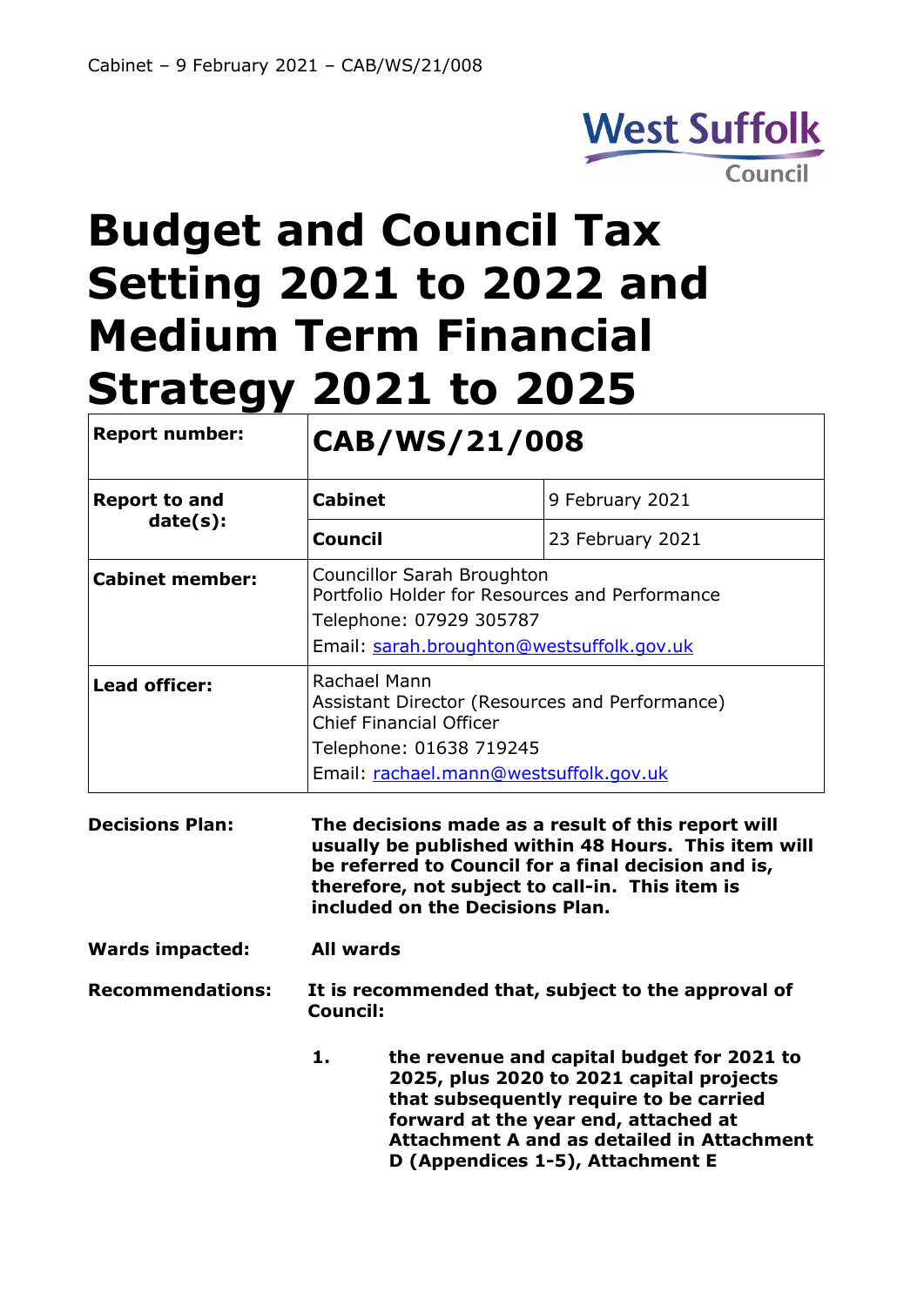# Budget and Council Tax Setting 2021 to 2022 and Medium Term Financial Strategy 2021 to 2025

| **Report number:** | **CAB/WS/21/008** | |
|---|---|---|
| **Report to and date(s):** | **Cabinet** | 9 February 2021 |
| | **Council** | 23 February 2021 |
| **Cabinet member:** | Councillor Sarah Broughton<br>Portfolio Holder for Resources and Performance<br>Telephone: 07929 305787<br>Email: sarah.broughton@westsuffolk.gov.uk | |
| **Lead officer:** | Rachael Mann<br>Assistant Director (Resources and Performance)<br>Chief Financial Officer<br>Telephone: 01638 719245<br>Email: rachael.mann@westsuffolk.gov.uk | |

**Decisions Plan:** **The decisions made as a result of this report will usually be published within 48 Hours. This item will be referred to Council for a final decision and is, therefore, not subject to call-in. This item is included on the Decisions Plan.**

**Wards impacted:** **All wards**

**Recommendations:** **It is recommended that, subject to the approval of Council:**

1. **the revenue and capital budget for 2021 to 2025, plus 2020 to 2021 capital projects that subsequently require to be carried forward at the year end, attached at Attachment A and as detailed in Attachment D (Appendices 1-5), Attachment E**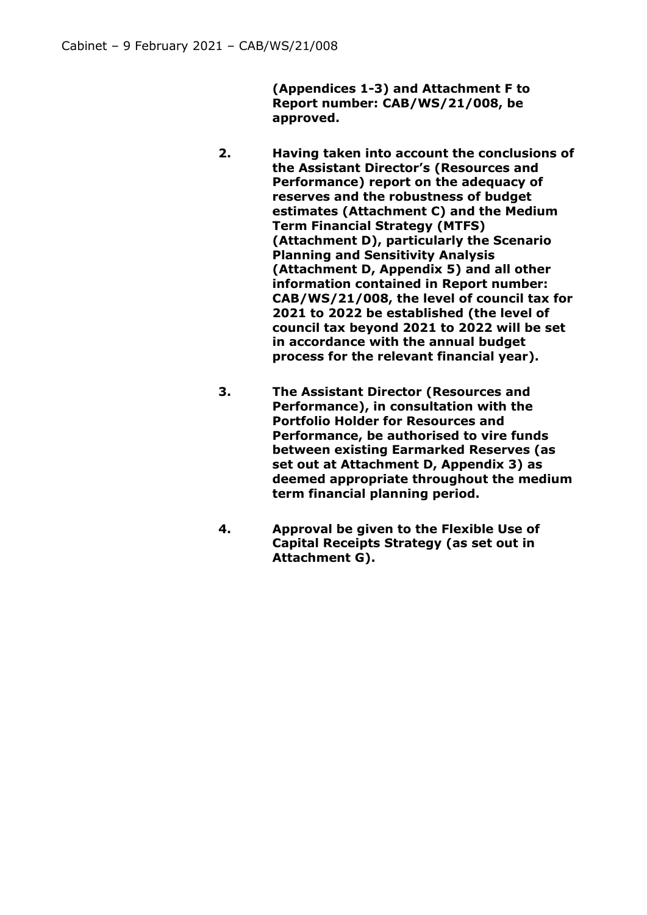**(Appendices 1-3) and Attachment F to Report number: CAB/WS/21/008, be approved.**

2. **Having taken into account the conclusions of the Assistant Director's (Resources and Performance) report on the adequacy of reserves and the robustness of budget estimates (Attachment C) and the Medium Term Financial Strategy (MTFS) (Attachment D), particularly the Scenario Planning and Sensitivity Analysis (Attachment D, Appendix 5) and all other information contained in Report number: CAB/WS/21/008, the level of council tax for 2021 to 2022 be established (the level of council tax beyond 2021 to 2022 will be set in accordance with the annual budget process for the relevant financial year).**

3. **The Assistant Director (Resources and Performance), in consultation with the Portfolio Holder for Resources and Performance, be authorised to vire funds between existing Earmarked Reserves (as set out at Attachment D, Appendix 3) as deemed appropriate throughout the medium term financial planning period.**

4. **Approval be given to the Flexible Use of Capital Receipts Strategy (as set out in Attachment G).**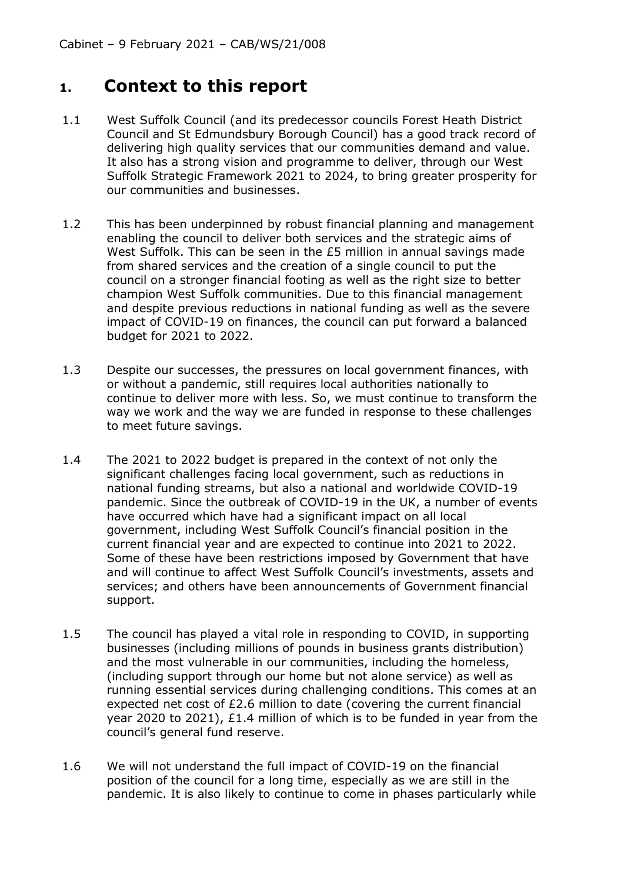# 1. Context to this report

1.1 West Suffolk Council (and its predecessor councils Forest Heath District Council and St Edmundsbury Borough Council) has a good track record of delivering high quality services that our communities demand and value. It also has a strong vision and programme to deliver, through our West Suffolk Strategic Framework 2021 to 2024, to bring greater prosperity for our communities and businesses.

1.2 This has been underpinned by robust financial planning and management enabling the council to deliver both services and the strategic aims of West Suffolk. This can be seen in the £5 million in annual savings made from shared services and the creation of a single council to put the council on a stronger financial footing as well as the right size to better champion West Suffolk communities. Due to this financial management and despite previous reductions in national funding as well as the severe impact of COVID-19 on finances, the council can put forward a balanced budget for 2021 to 2022.

1.3 Despite our successes, the pressures on local government finances, with or without a pandemic, still requires local authorities nationally to continue to deliver more with less. So, we must continue to transform the way we work and the way we are funded in response to these challenges to meet future savings.

1.4 The 2021 to 2022 budget is prepared in the context of not only the significant challenges facing local government, such as reductions in national funding streams, but also a national and worldwide COVID-19 pandemic. Since the outbreak of COVID-19 in the UK, a number of events have occurred which have had a significant impact on all local government, including West Suffolk Council's financial position in the current financial year and are expected to continue into 2021 to 2022. Some of these have been restrictions imposed by Government that have and will continue to affect West Suffolk Council's investments, assets and services; and others have been announcements of Government financial support.

1.5 The council has played a vital role in responding to COVID, in supporting businesses (including millions of pounds in business grants distribution) and the most vulnerable in our communities, including the homeless, (including support through our home but not alone service) as well as running essential services during challenging conditions. This comes at an expected net cost of £2.6 million to date (covering the current financial year 2020 to 2021), £1.4 million of which is to be funded in year from the council's general fund reserve.

1.6 We will not understand the full impact of COVID-19 on the financial position of the council for a long time, especially as we are still in the pandemic. It is also likely to continue to come in phases particularly while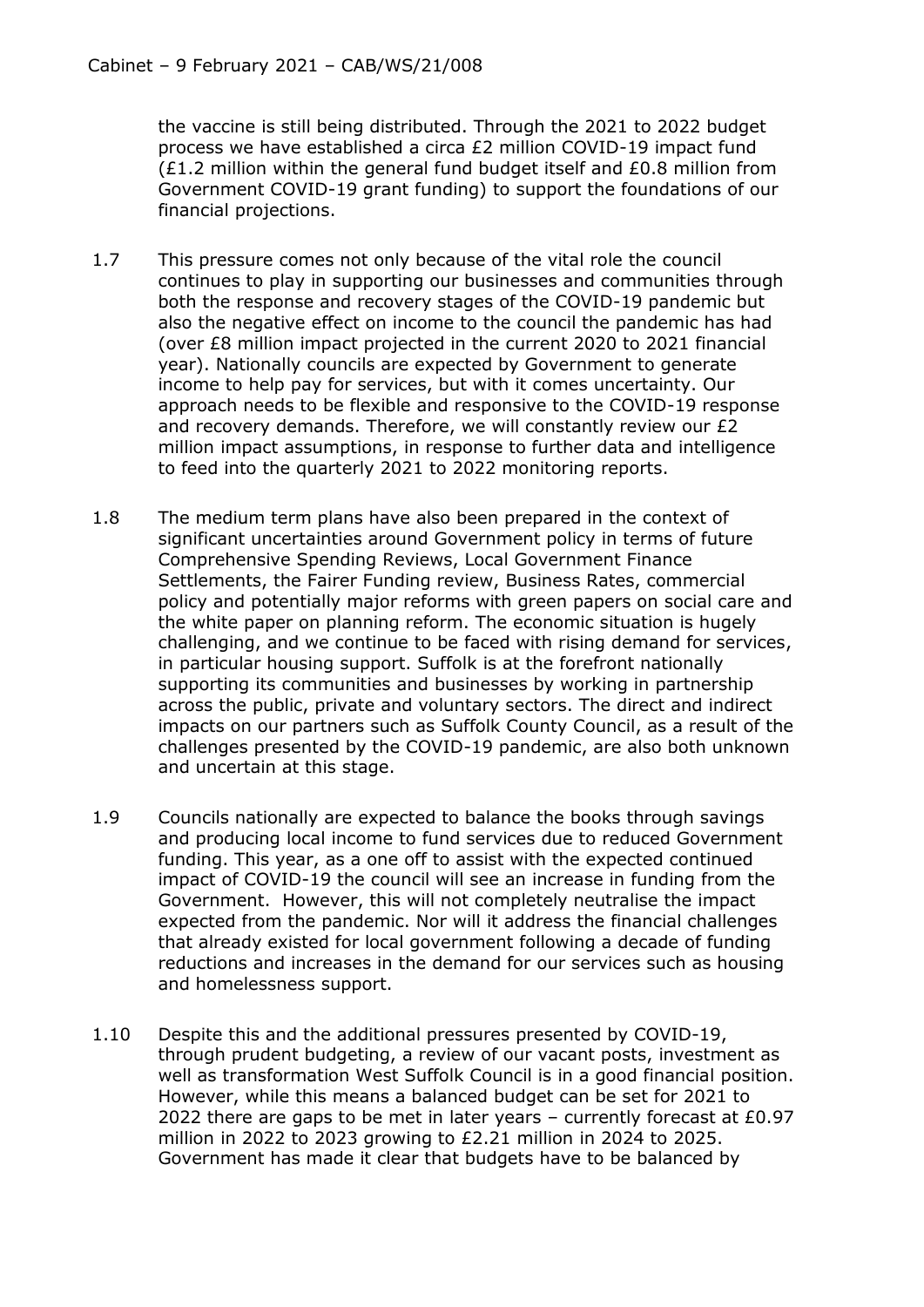the vaccine is still being distributed. Through the 2021 to 2022 budget process we have established a circa £2 million COVID-19 impact fund (£1.2 million within the general fund budget itself and £0.8 million from Government COVID-19 grant funding) to support the foundations of our financial projections.

1.7 This pressure comes not only because of the vital role the council continues to play in supporting our businesses and communities through both the response and recovery stages of the COVID-19 pandemic but also the negative effect on income to the council the pandemic has had (over £8 million impact projected in the current 2020 to 2021 financial year). Nationally councils are expected by Government to generate income to help pay for services, but with it comes uncertainty. Our approach needs to be flexible and responsive to the COVID-19 response and recovery demands. Therefore, we will constantly review our £2 million impact assumptions, in response to further data and intelligence to feed into the quarterly 2021 to 2022 monitoring reports.

1.8 The medium term plans have also been prepared in the context of significant uncertainties around Government policy in terms of future Comprehensive Spending Reviews, Local Government Finance Settlements, the Fairer Funding review, Business Rates, commercial policy and potentially major reforms with green papers on social care and the white paper on planning reform. The economic situation is hugely challenging, and we continue to be faced with rising demand for services, in particular housing support. Suffolk is at the forefront nationally supporting its communities and businesses by working in partnership across the public, private and voluntary sectors. The direct and indirect impacts on our partners such as Suffolk County Council, as a result of the challenges presented by the COVID-19 pandemic, are also both unknown and uncertain at this stage.

1.9 Councils nationally are expected to balance the books through savings and producing local income to fund services due to reduced Government funding. This year, as a one off to assist with the expected continued impact of COVID-19 the council will see an increase in funding from the Government. However, this will not completely neutralise the impact expected from the pandemic. Nor will it address the financial challenges that already existed for local government following a decade of funding reductions and increases in the demand for our services such as housing and homelessness support.

1.10 Despite this and the additional pressures presented by COVID-19, through prudent budgeting, a review of our vacant posts, investment as well as transformation West Suffolk Council is in a good financial position. However, while this means a balanced budget can be set for 2021 to 2022 there are gaps to be met in later years – currently forecast at £0.97 million in 2022 to 2023 growing to £2.21 million in 2024 to 2025. Government has made it clear that budgets have to be balanced by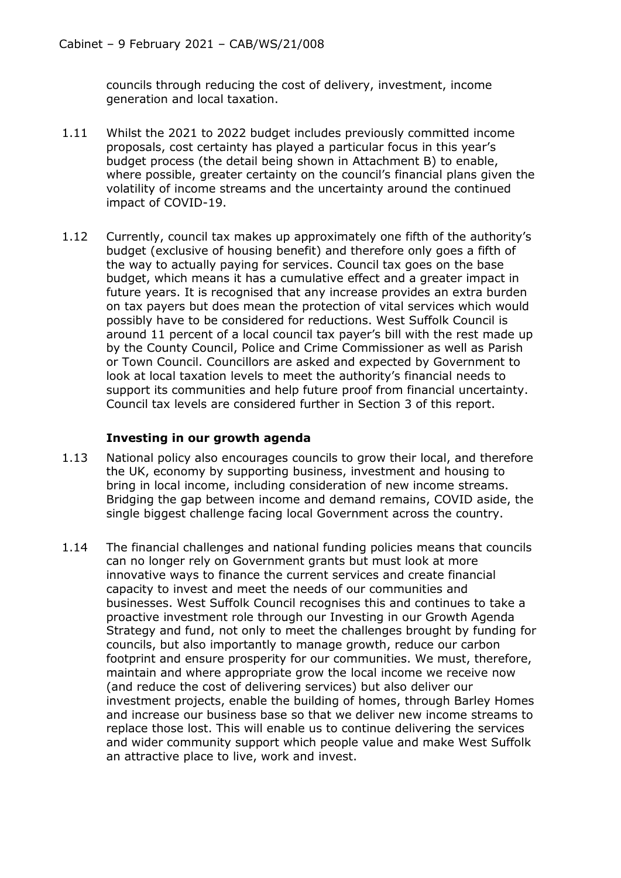councils through reducing the cost of delivery, investment, income generation and local taxation.

1.11 Whilst the 2021 to 2022 budget includes previously committed income proposals, cost certainty has played a particular focus in this year's budget process (the detail being shown in Attachment B) to enable, where possible, greater certainty on the council's financial plans given the volatility of income streams and the uncertainty around the continued impact of COVID-19.

1.12 Currently, council tax makes up approximately one fifth of the authority's budget (exclusive of housing benefit) and therefore only goes a fifth of the way to actually paying for services. Council tax goes on the base budget, which means it has a cumulative effect and a greater impact in future years. It is recognised that any increase provides an extra burden on tax payers but does mean the protection of vital services which would possibly have to be considered for reductions. West Suffolk Council is around 11 percent of a local council tax payer's bill with the rest made up by the County Council, Police and Crime Commissioner as well as Parish or Town Council. Councillors are asked and expected by Government to look at local taxation levels to meet the authority's financial needs to support its communities and help future proof from financial uncertainty. Council tax levels are considered further in Section 3 of this report.

### Investing in our growth agenda

1.13 National policy also encourages councils to grow their local, and therefore the UK, economy by supporting business, investment and housing to bring in local income, including consideration of new income streams. Bridging the gap between income and demand remains, COVID aside, the single biggest challenge facing local Government across the country.

1.14 The financial challenges and national funding policies means that councils can no longer rely on Government grants but must look at more innovative ways to finance the current services and create financial capacity to invest and meet the needs of our communities and businesses. West Suffolk Council recognises this and continues to take a proactive investment role through our Investing in our Growth Agenda Strategy and fund, not only to meet the challenges brought by funding for councils, but also importantly to manage growth, reduce our carbon footprint and ensure prosperity for our communities. We must, therefore, maintain and where appropriate grow the local income we receive now (and reduce the cost of delivering services) but also deliver our investment projects, enable the building of homes, through Barley Homes and increase our business base so that we deliver new income streams to replace those lost. This will enable us to continue delivering the services and wider community support which people value and make West Suffolk an attractive place to live, work and invest.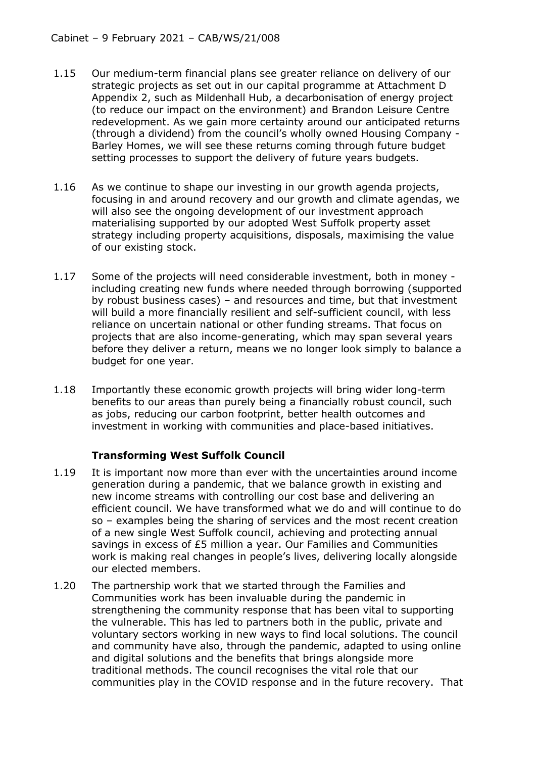1.15 Our medium-term financial plans see greater reliance on delivery of our strategic projects as set out in our capital programme at Attachment D Appendix 2, such as Mildenhall Hub, a decarbonisation of energy project (to reduce our impact on the environment) and Brandon Leisure Centre redevelopment. As we gain more certainty around our anticipated returns (through a dividend) from the council's wholly owned Housing Company - Barley Homes, we will see these returns coming through future budget setting processes to support the delivery of future years budgets.

1.16 As we continue to shape our investing in our growth agenda projects, focusing in and around recovery and our growth and climate agendas, we will also see the ongoing development of our investment approach materialising supported by our adopted West Suffolk property asset strategy including property acquisitions, disposals, maximising the value of our existing stock.

1.17 Some of the projects will need considerable investment, both in money - including creating new funds where needed through borrowing (supported by robust business cases) – and resources and time, but that investment will build a more financially resilient and self-sufficient council, with less reliance on uncertain national or other funding streams. That focus on projects that are also income-generating, which may span several years before they deliver a return, means we no longer look simply to balance a budget for one year.

1.18 Importantly these economic growth projects will bring wider long-term benefits to our areas than purely being a financially robust council, such as jobs, reducing our carbon footprint, better health outcomes and investment in working with communities and place-based initiatives.

**Transforming West Suffolk Council**

1.19 It is important now more than ever with the uncertainties around income generation during a pandemic, that we balance growth in existing and new income streams with controlling our cost base and delivering an efficient council. We have transformed what we do and will continue to do so – examples being the sharing of services and the most recent creation of a new single West Suffolk council, achieving and protecting annual savings in excess of £5 million a year. Our Families and Communities work is making real changes in people's lives, delivering locally alongside our elected members.

1.20 The partnership work that we started through the Families and Communities work has been invaluable during the pandemic in strengthening the community response that has been vital to supporting the vulnerable. This has led to partners both in the public, private and voluntary sectors working in new ways to find local solutions. The council and community have also, through the pandemic, adapted to using online and digital solutions and the benefits that brings alongside more traditional methods. The council recognises the vital role that our communities play in the COVID response and in the future recovery. That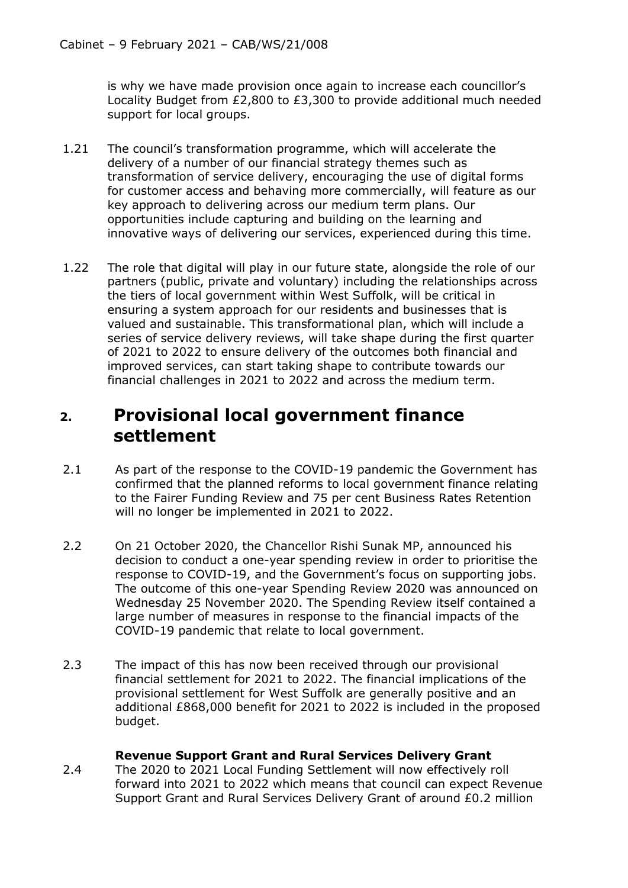is why we have made provision once again to increase each councillor's Locality Budget from £2,800 to £3,300 to provide additional much needed support for local groups.

1.21 The council's transformation programme, which will accelerate the delivery of a number of our financial strategy themes such as transformation of service delivery, encouraging the use of digital forms for customer access and behaving more commercially, will feature as our key approach to delivering across our medium term plans. Our opportunities include capturing and building on the learning and innovative ways of delivering our services, experienced during this time.

1.22 The role that digital will play in our future state, alongside the role of our partners (public, private and voluntary) including the relationships across the tiers of local government within West Suffolk, will be critical in ensuring a system approach for our residents and businesses that is valued and sustainable. This transformational plan, which will include a series of service delivery reviews, will take shape during the first quarter of 2021 to 2022 to ensure delivery of the outcomes both financial and improved services, can start taking shape to contribute towards our financial challenges in 2021 to 2022 and across the medium term.

## 2. Provisional local government finance settlement

2.1 As part of the response to the COVID-19 pandemic the Government has confirmed that the planned reforms to local government finance relating to the Fairer Funding Review and 75 per cent Business Rates Retention will no longer be implemented in 2021 to 2022.

2.2 On 21 October 2020, the Chancellor Rishi Sunak MP, announced his decision to conduct a one-year spending review in order to prioritise the response to COVID-19, and the Government's focus on supporting jobs. The outcome of this one-year Spending Review 2020 was announced on Wednesday 25 November 2020. The Spending Review itself contained a large number of measures in response to the financial impacts of the COVID-19 pandemic that relate to local government.

2.3 The impact of this has now been received through our provisional financial settlement for 2021 to 2022. The financial implications of the provisional settlement for West Suffolk are generally positive and an additional £868,000 benefit for 2021 to 2022 is included in the proposed budget.

**Revenue Support Grant and Rural Services Delivery Grant**

2.4 The 2020 to 2021 Local Funding Settlement will now effectively roll forward into 2021 to 2022 which means that council can expect Revenue Support Grant and Rural Services Delivery Grant of around £0.2 million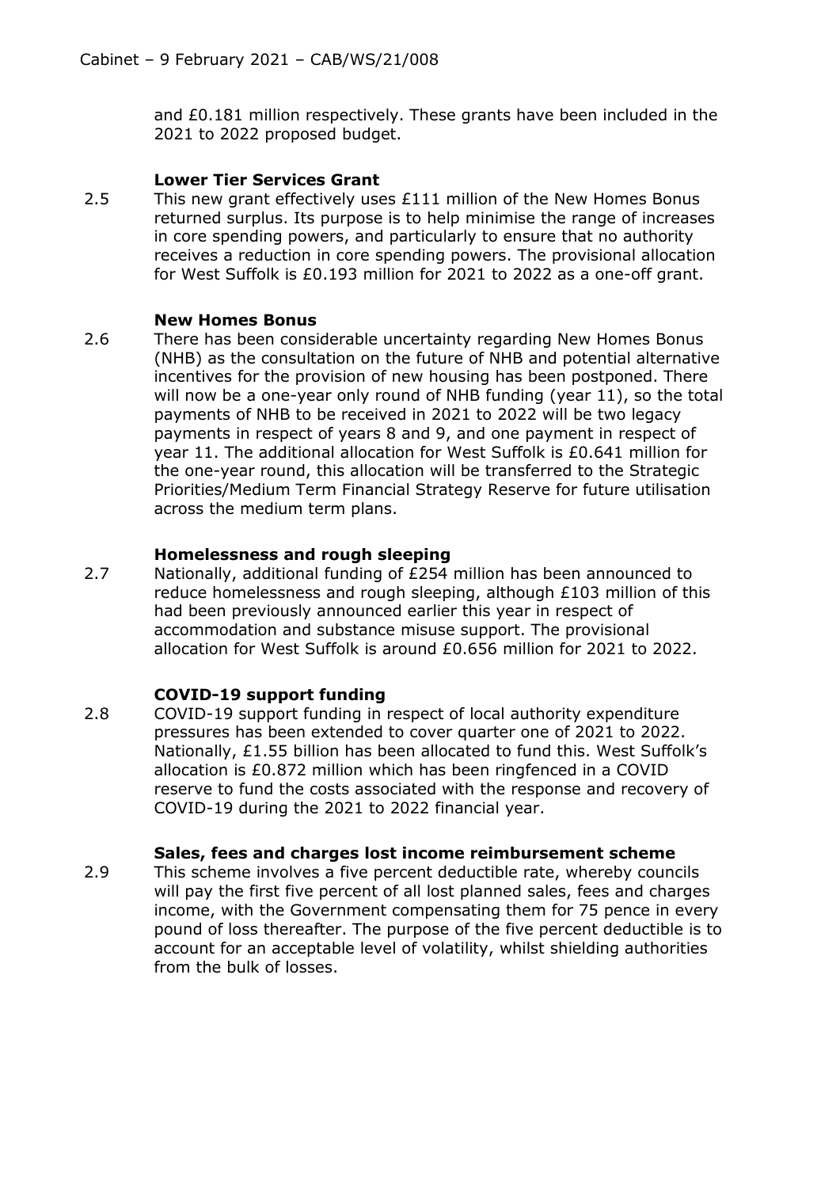and £0.181 million respectively. These grants have been included in the 2021 to 2022 proposed budget.

**Lower Tier Services Grant**

2.5 This new grant effectively uses £111 million of the New Homes Bonus returned surplus. Its purpose is to help minimise the range of increases in core spending powers, and particularly to ensure that no authority receives a reduction in core spending powers. The provisional allocation for West Suffolk is £0.193 million for 2021 to 2022 as a one-off grant.

**New Homes Bonus**

2.6 There has been considerable uncertainty regarding New Homes Bonus (NHB) as the consultation on the future of NHB and potential alternative incentives for the provision of new housing has been postponed. There will now be a one-year only round of NHB funding (year 11), so the total payments of NHB to be received in 2021 to 2022 will be two legacy payments in respect of years 8 and 9, and one payment in respect of year 11. The additional allocation for West Suffolk is £0.641 million for the one-year round, this allocation will be transferred to the Strategic Priorities/Medium Term Financial Strategy Reserve for future utilisation across the medium term plans.

**Homelessness and rough sleeping**

2.7 Nationally, additional funding of £254 million has been announced to reduce homelessness and rough sleeping, although £103 million of this had been previously announced earlier this year in respect of accommodation and substance misuse support. The provisional allocation for West Suffolk is around £0.656 million for 2021 to 2022.

**COVID-19 support funding**

2.8 COVID-19 support funding in respect of local authority expenditure pressures has been extended to cover quarter one of 2021 to 2022. Nationally, £1.55 billion has been allocated to fund this. West Suffolk's allocation is £0.872 million which has been ringfenced in a COVID reserve to fund the costs associated with the response and recovery of COVID-19 during the 2021 to 2022 financial year.

**Sales, fees and charges lost income reimbursement scheme**

2.9 This scheme involves a five percent deductible rate, whereby councils will pay the first five percent of all lost planned sales, fees and charges income, with the Government compensating them for 75 pence in every pound of loss thereafter. The purpose of the five percent deductible is to account for an acceptable level of volatility, whilst shielding authorities from the bulk of losses.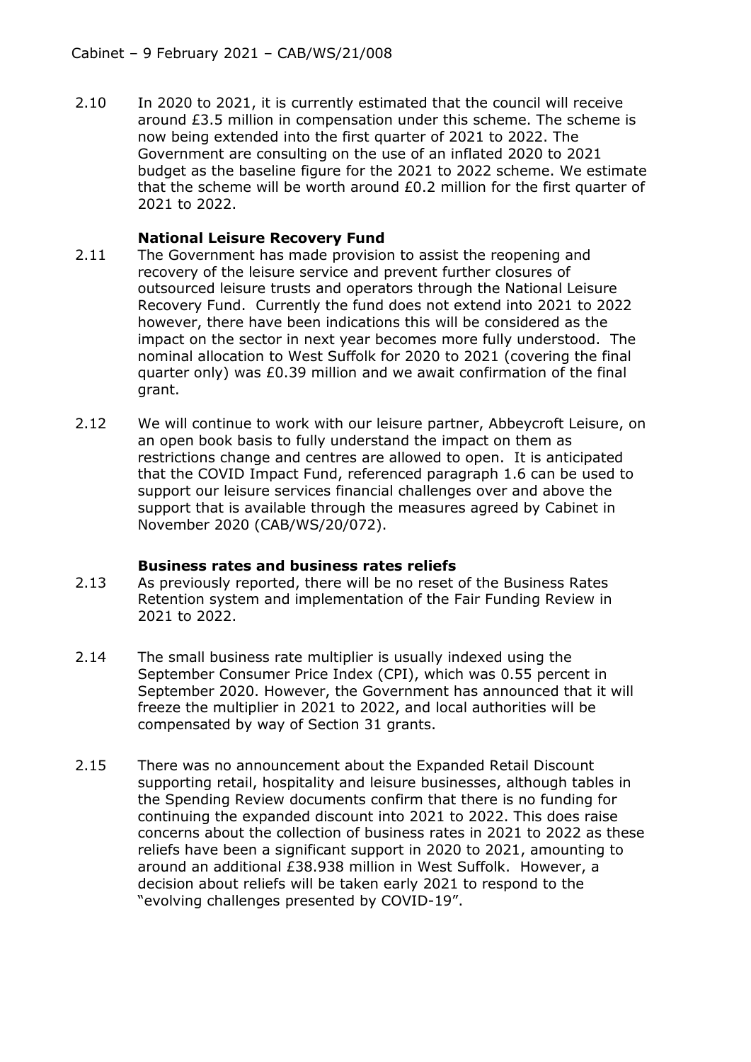2.10 In 2020 to 2021, it is currently estimated that the council will receive around £3.5 million in compensation under this scheme. The scheme is now being extended into the first quarter of 2021 to 2022. The Government are consulting on the use of an inflated 2020 to 2021 budget as the baseline figure for the 2021 to 2022 scheme. We estimate that the scheme will be worth around £0.2 million for the first quarter of 2021 to 2022.

**National Leisure Recovery Fund**

2.11 The Government has made provision to assist the reopening and recovery of the leisure service and prevent further closures of outsourced leisure trusts and operators through the National Leisure Recovery Fund. Currently the fund does not extend into 2021 to 2022 however, there have been indications this will be considered as the impact on the sector in next year becomes more fully understood. The nominal allocation to West Suffolk for 2020 to 2021 (covering the final quarter only) was £0.39 million and we await confirmation of the final grant.

2.12 We will continue to work with our leisure partner, Abbeycroft Leisure, on an open book basis to fully understand the impact on them as restrictions change and centres are allowed to open. It is anticipated that the COVID Impact Fund, referenced paragraph 1.6 can be used to support our leisure services financial challenges over and above the support that is available through the measures agreed by Cabinet in November 2020 (CAB/WS/20/072).

**Business rates and business rates reliefs**

2.13 As previously reported, there will be no reset of the Business Rates Retention system and implementation of the Fair Funding Review in 2021 to 2022.

2.14 The small business rate multiplier is usually indexed using the September Consumer Price Index (CPI), which was 0.55 percent in September 2020. However, the Government has announced that it will freeze the multiplier in 2021 to 2022, and local authorities will be compensated by way of Section 31 grants.

2.15 There was no announcement about the Expanded Retail Discount supporting retail, hospitality and leisure businesses, although tables in the Spending Review documents confirm that there is no funding for continuing the expanded discount into 2021 to 2022. This does raise concerns about the collection of business rates in 2021 to 2022 as these reliefs have been a significant support in 2020 to 2021, amounting to around an additional £38.938 million in West Suffolk. However, a decision about reliefs will be taken early 2021 to respond to the "evolving challenges presented by COVID-19".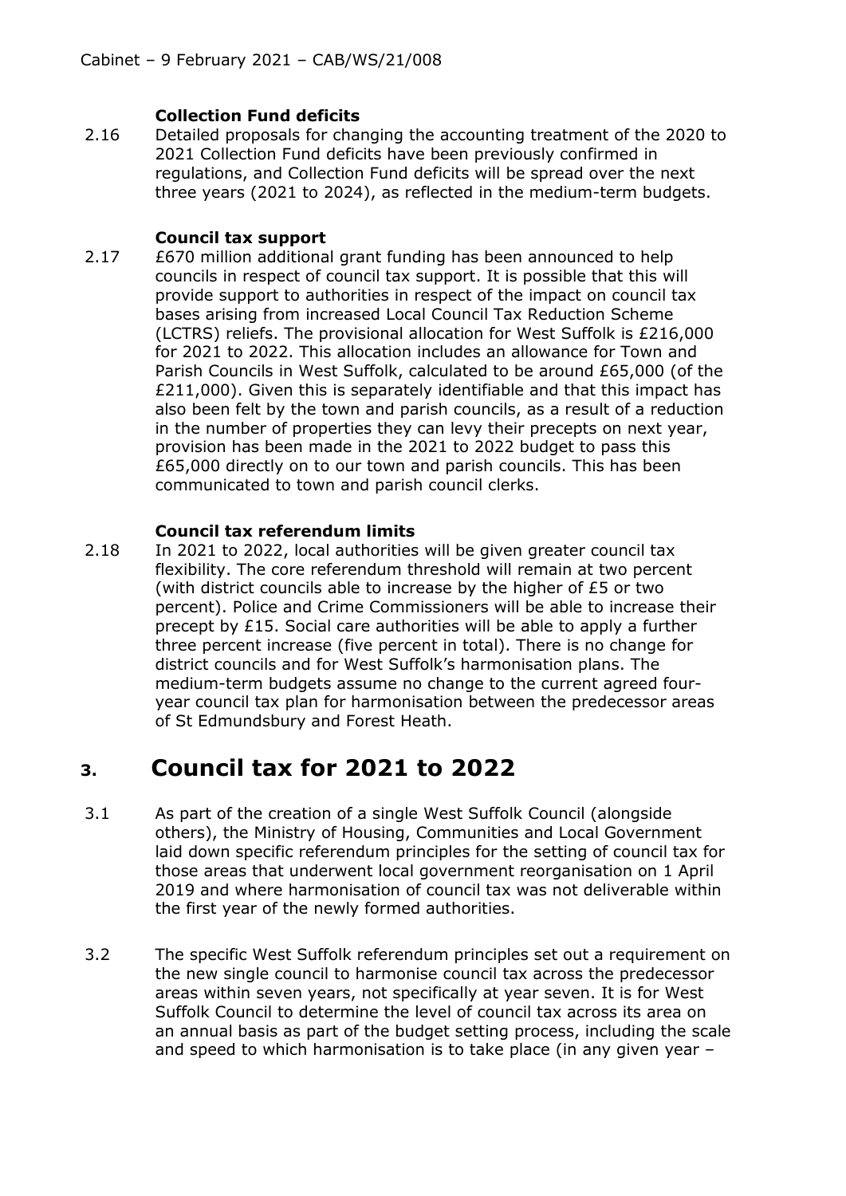**Collection Fund deficits**

2.16 Detailed proposals for changing the accounting treatment of the 2020 to 2021 Collection Fund deficits have been previously confirmed in regulations, and Collection Fund deficits will be spread over the next three years (2021 to 2024), as reflected in the medium-term budgets.

**Council tax support**

2.17 £670 million additional grant funding has been announced to help councils in respect of council tax support. It is possible that this will provide support to authorities in respect of the impact on council tax bases arising from increased Local Council Tax Reduction Scheme (LCTRS) reliefs. The provisional allocation for West Suffolk is £216,000 for 2021 to 2022. This allocation includes an allowance for Town and Parish Councils in West Suffolk, calculated to be around £65,000 (of the £211,000). Given this is separately identifiable and that this impact has also been felt by the town and parish councils, as a result of a reduction in the number of properties they can levy their precepts on next year, provision has been made in the 2021 to 2022 budget to pass this £65,000 directly on to our town and parish councils. This has been communicated to town and parish council clerks.

**Council tax referendum limits**

2.18 In 2021 to 2022, local authorities will be given greater council tax flexibility. The core referendum threshold will remain at two percent (with district councils able to increase by the higher of £5 or two percent). Police and Crime Commissioners will be able to increase their precept by £15. Social care authorities will be able to apply a further three percent increase (five percent in total). There is no change for district councils and for West Suffolk's harmonisation plans. The medium-term budgets assume no change to the current agreed four-year council tax plan for harmonisation between the predecessor areas of St Edmundsbury and Forest Heath.

# 3. Council tax for 2021 to 2022

3.1 As part of the creation of a single West Suffolk Council (alongside others), the Ministry of Housing, Communities and Local Government laid down specific referendum principles for the setting of council tax for those areas that underwent local government reorganisation on 1 April 2019 and where harmonisation of council tax was not deliverable within the first year of the newly formed authorities.

3.2 The specific West Suffolk referendum principles set out a requirement on the new single council to harmonise council tax across the predecessor areas within seven years, not specifically at year seven. It is for West Suffolk Council to determine the level of council tax across its area on an annual basis as part of the budget setting process, including the scale and speed to which harmonisation is to take place (in any given year –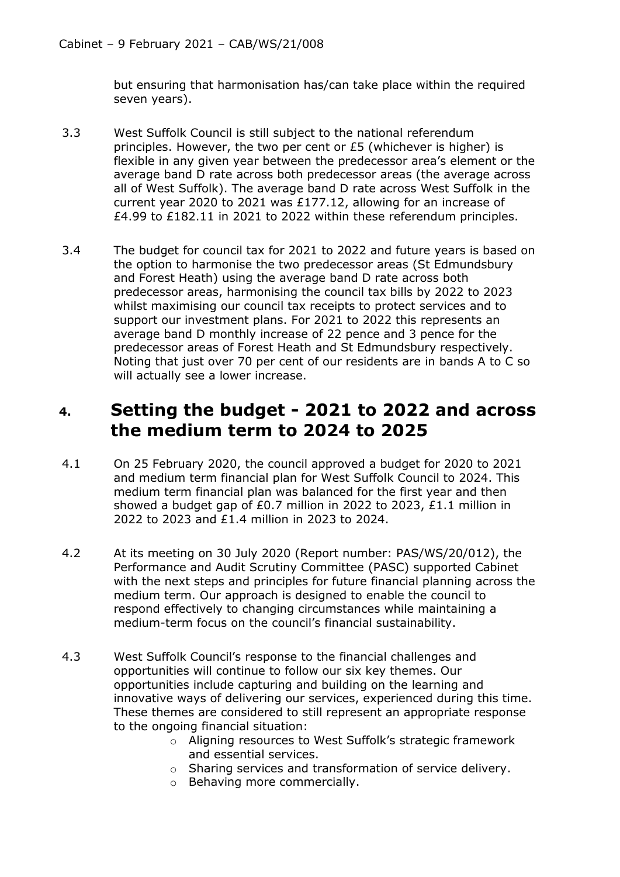but ensuring that harmonisation has/can take place within the required seven years).

3.3 West Suffolk Council is still subject to the national referendum principles. However, the two per cent or £5 (whichever is higher) is flexible in any given year between the predecessor area's element or the average band D rate across both predecessor areas (the average across all of West Suffolk). The average band D rate across West Suffolk in the current year 2020 to 2021 was £177.12, allowing for an increase of £4.99 to £182.11 in 2021 to 2022 within these referendum principles.

3.4 The budget for council tax for 2021 to 2022 and future years is based on the option to harmonise the two predecessor areas (St Edmundsbury and Forest Heath) using the average band D rate across both predecessor areas, harmonising the council tax bills by 2022 to 2023 whilst maximising our council tax receipts to protect services and to support our investment plans. For 2021 to 2022 this represents an average band D monthly increase of 22 pence and 3 pence for the predecessor areas of Forest Heath and St Edmundsbury respectively. Noting that just over 70 per cent of our residents are in bands A to C so will actually see a lower increase.

# 4. Setting the budget - 2021 to 2022 and across the medium term to 2024 to 2025

4.1 On 25 February 2020, the council approved a budget for 2020 to 2021 and medium term financial plan for West Suffolk Council to 2024. This medium term financial plan was balanced for the first year and then showed a budget gap of £0.7 million in 2022 to 2023, £1.1 million in 2022 to 2023 and £1.4 million in 2023 to 2024.

4.2 At its meeting on 30 July 2020 (Report number: PAS/WS/20/012), the Performance and Audit Scrutiny Committee (PASC) supported Cabinet with the next steps and principles for future financial planning across the medium term. Our approach is designed to enable the council to respond effectively to changing circumstances while maintaining a medium-term focus on the council's financial sustainability.

4.3 West Suffolk Council's response to the financial challenges and opportunities will continue to follow our six key themes. Our opportunities include capturing and building on the learning and innovative ways of delivering our services, experienced during this time. These themes are considered to still represent an appropriate response to the ongoing financial situation:

- Aligning resources to West Suffolk's strategic framework and essential services.
- Sharing services and transformation of service delivery.
- Behaving more commercially.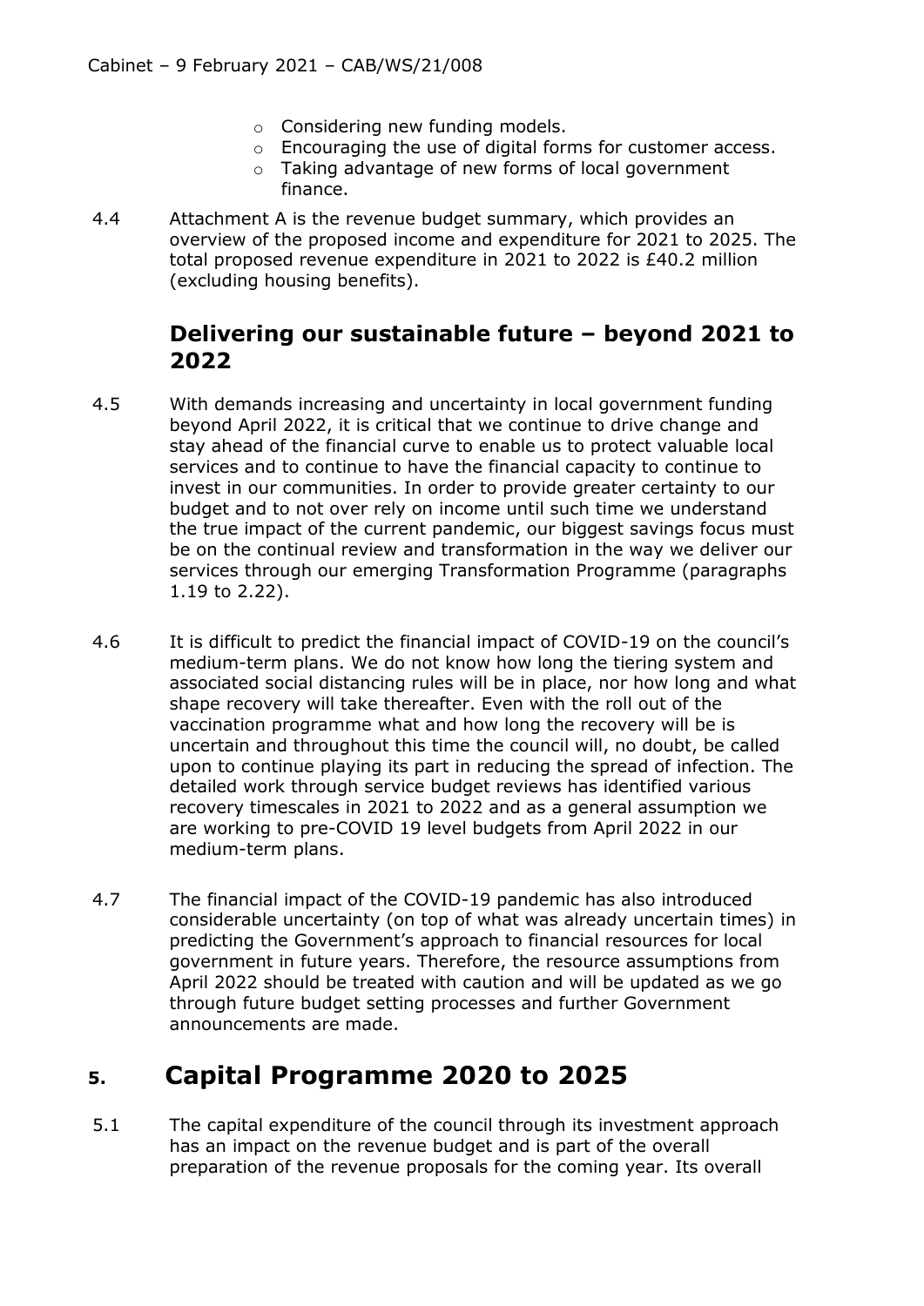- Considering new funding models.
- Encouraging the use of digital forms for customer access.
- Taking advantage of new forms of local government finance.

4.4 Attachment A is the revenue budget summary, which provides an overview of the proposed income and expenditure for 2021 to 2025. The total proposed revenue expenditure in 2021 to 2022 is £40.2 million (excluding housing benefits).

### Delivering our sustainable future – beyond 2021 to 2022

4.5 With demands increasing and uncertainty in local government funding beyond April 2022, it is critical that we continue to drive change and stay ahead of the financial curve to enable us to protect valuable local services and to continue to have the financial capacity to continue to invest in our communities. In order to provide greater certainty to our budget and to not over rely on income until such time we understand the true impact of the current pandemic, our biggest savings focus must be on the continual review and transformation in the way we deliver our services through our emerging Transformation Programme (paragraphs 1.19 to 2.22).

4.6 It is difficult to predict the financial impact of COVID-19 on the council's medium-term plans. We do not know how long the tiering system and associated social distancing rules will be in place, nor how long and what shape recovery will take thereafter. Even with the roll out of the vaccination programme what and how long the recovery will be is uncertain and throughout this time the council will, no doubt, be called upon to continue playing its part in reducing the spread of infection. The detailed work through service budget reviews has identified various recovery timescales in 2021 to 2022 and as a general assumption we are working to pre-COVID 19 level budgets from April 2022 in our medium-term plans.

4.7 The financial impact of the COVID-19 pandemic has also introduced considerable uncertainty (on top of what was already uncertain times) in predicting the Government's approach to financial resources for local government in future years. Therefore, the resource assumptions from April 2022 should be treated with caution and will be updated as we go through future budget setting processes and further Government announcements are made.

## 5. Capital Programme 2020 to 2025

5.1 The capital expenditure of the council through its investment approach has an impact on the revenue budget and is part of the overall preparation of the revenue proposals for the coming year. Its overall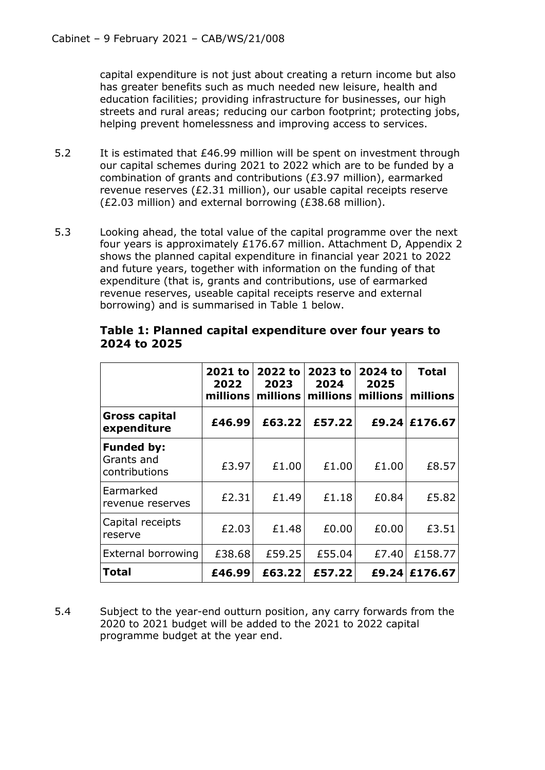capital expenditure is not just about creating a return income but also has greater benefits such as much needed new leisure, health and education facilities; providing infrastructure for businesses, our high streets and rural areas; reducing our carbon footprint; protecting jobs, helping prevent homelessness and improving access to services.

5.2 It is estimated that £46.99 million will be spent on investment through our capital schemes during 2021 to 2022 which are to be funded by a combination of grants and contributions (£3.97 million), earmarked revenue reserves (£2.31 million), our usable capital receipts reserve (£2.03 million) and external borrowing (£38.68 million).

5.3 Looking ahead, the total value of the capital programme over the next four years is approximately £176.67 million. Attachment D, Appendix 2 shows the planned capital expenditure in financial year 2021 to 2022 and future years, together with information on the funding of that expenditure (that is, grants and contributions, use of earmarked revenue reserves, useable capital receipts reserve and external borrowing) and is summarised in Table 1 below.

**Table 1: Planned capital expenditure over four years to 2024 to 2025**

| | 2021 to 2022 millions | 2022 to 2023 millions | 2023 to 2024 millions | 2024 to 2025 millions | Total millions |
|---|---|---|---|---|---|
| **Gross capital expenditure** | **£46.99** | **£63.22** | **£57.22** | **£9.24** | **£176.67** |
| **Funded by:** Grants and contributions | £3.97 | £1.00 | £1.00 | £1.00 | £8.57 |
| Earmarked revenue reserves | £2.31 | £1.49 | £1.18 | £0.84 | £5.82 |
| Capital receipts reserve | £2.03 | £1.48 | £0.00 | £0.00 | £3.51 |
| External borrowing | £38.68 | £59.25 | £55.04 | £7.40 | £158.77 |
| **Total** | **£46.99** | **£63.22** | **£57.22** | **£9.24** | **£176.67** |

5.4 Subject to the year-end outturn position, any carry forwards from the 2020 to 2021 budget will be added to the 2021 to 2022 capital programme budget at the year end.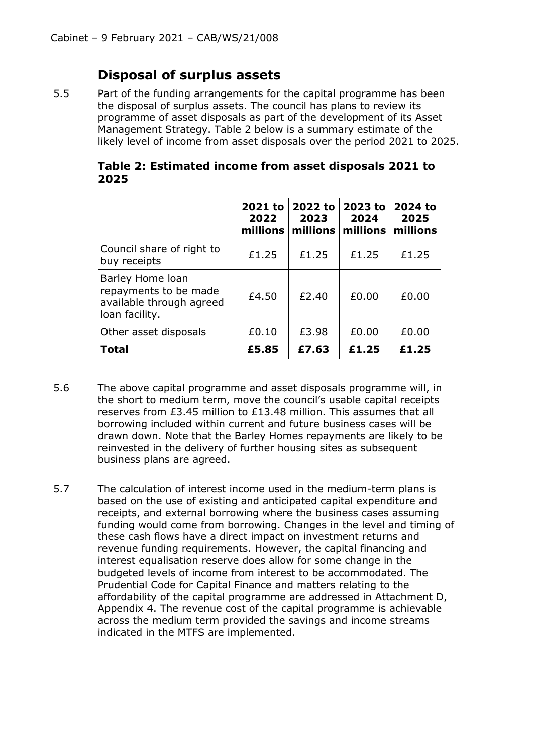## Disposal of surplus assets

5.5 Part of the funding arrangements for the capital programme has been the disposal of surplus assets. The council has plans to review its programme of asset disposals as part of the development of its Asset Management Strategy. Table 2 below is a summary estimate of the likely level of income from asset disposals over the period 2021 to 2025.

**Table 2: Estimated income from asset disposals 2021 to 2025**

| | 2021 to 2022 millions | 2022 to 2023 millions | 2023 to 2024 millions | 2024 to 2025 millions |
|---|---|---|---|---|
| Council share of right to buy receipts | £1.25 | £1.25 | £1.25 | £1.25 |
| Barley Home loan repayments to be made available through agreed loan facility. | £4.50 | £2.40 | £0.00 | £0.00 |
| Other asset disposals | £0.10 | £3.98 | £0.00 | £0.00 |
| **Total** | **£5.85** | **£7.63** | **£1.25** | **£1.25** |

5.6 The above capital programme and asset disposals programme will, in the short to medium term, move the council's usable capital receipts reserves from £3.45 million to £13.48 million. This assumes that all borrowing included within current and future business cases will be drawn down. Note that the Barley Homes repayments are likely to be reinvested in the delivery of further housing sites as subsequent business plans are agreed.

5.7 The calculation of interest income used in the medium-term plans is based on the use of existing and anticipated capital expenditure and receipts, and external borrowing where the business cases assuming funding would come from borrowing. Changes in the level and timing of these cash flows have a direct impact on investment returns and revenue funding requirements. However, the capital financing and interest equalisation reserve does allow for some change in the budgeted levels of income from interest to be accommodated. The Prudential Code for Capital Finance and matters relating to the affordability of the capital programme are addressed in Attachment D, Appendix 4. The revenue cost of the capital programme is achievable across the medium term provided the savings and income streams indicated in the MTFS are implemented.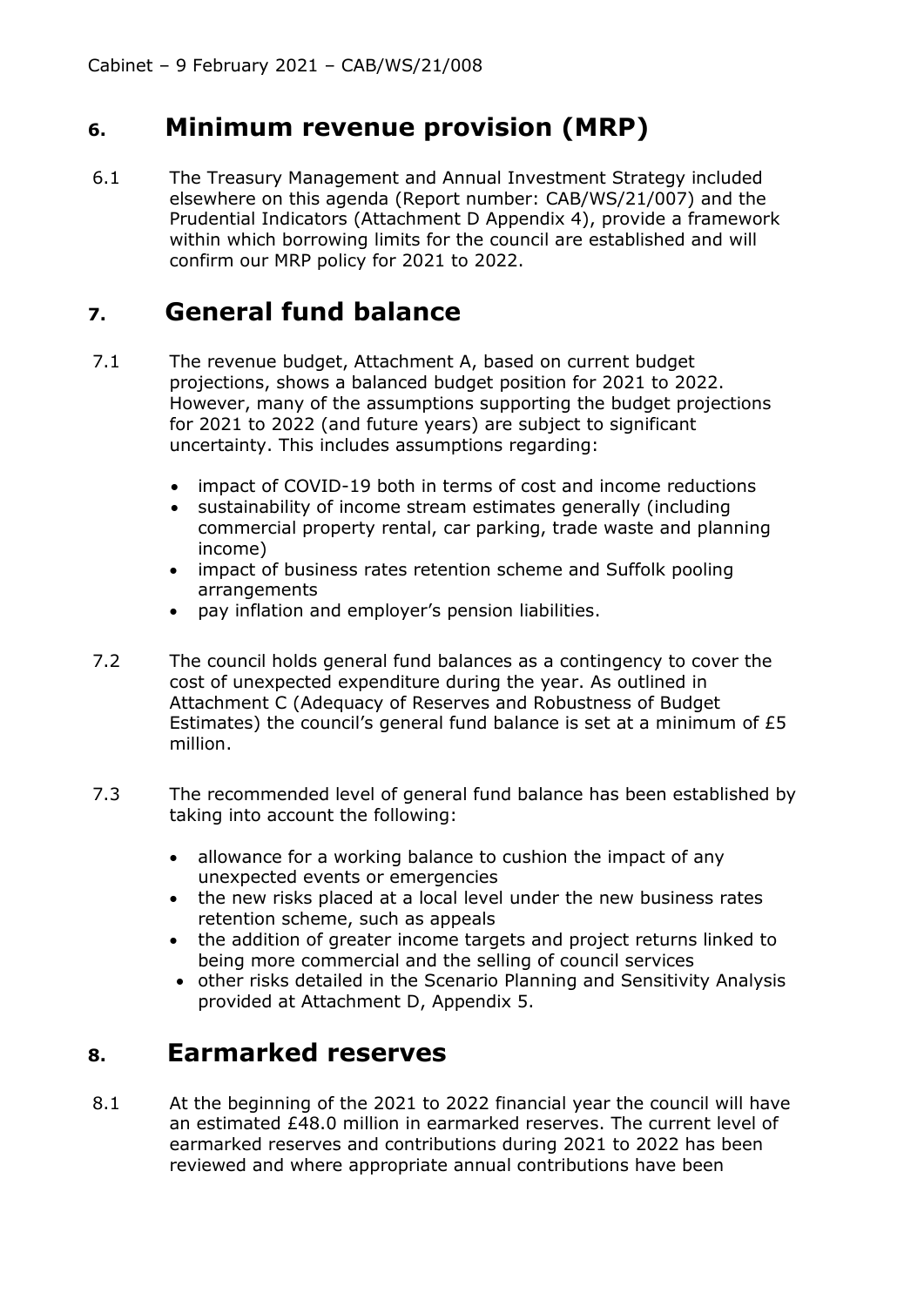## 6. Minimum revenue provision (MRP)

6.1 The Treasury Management and Annual Investment Strategy included elsewhere on this agenda (Report number: CAB/WS/21/007) and the Prudential Indicators (Attachment D Appendix 4), provide a framework within which borrowing limits for the council are established and will confirm our MRP policy for 2021 to 2022.

## 7. General fund balance

7.1 The revenue budget, Attachment A, based on current budget projections, shows a balanced budget position for 2021 to 2022. However, many of the assumptions supporting the budget projections for 2021 to 2022 (and future years) are subject to significant uncertainty. This includes assumptions regarding:

- impact of COVID-19 both in terms of cost and income reductions
- sustainability of income stream estimates generally (including commercial property rental, car parking, trade waste and planning income)
- impact of business rates retention scheme and Suffolk pooling arrangements
- pay inflation and employer's pension liabilities.

7.2 The council holds general fund balances as a contingency to cover the cost of unexpected expenditure during the year. As outlined in Attachment C (Adequacy of Reserves and Robustness of Budget Estimates) the council's general fund balance is set at a minimum of £5 million.

7.3 The recommended level of general fund balance has been established by taking into account the following:

- allowance for a working balance to cushion the impact of any unexpected events or emergencies
- the new risks placed at a local level under the new business rates retention scheme, such as appeals
- the addition of greater income targets and project returns linked to being more commercial and the selling of council services
- other risks detailed in the Scenario Planning and Sensitivity Analysis provided at Attachment D, Appendix 5.

## 8. Earmarked reserves

8.1 At the beginning of the 2021 to 2022 financial year the council will have an estimated £48.0 million in earmarked reserves. The current level of earmarked reserves and contributions during 2021 to 2022 has been reviewed and where appropriate annual contributions have been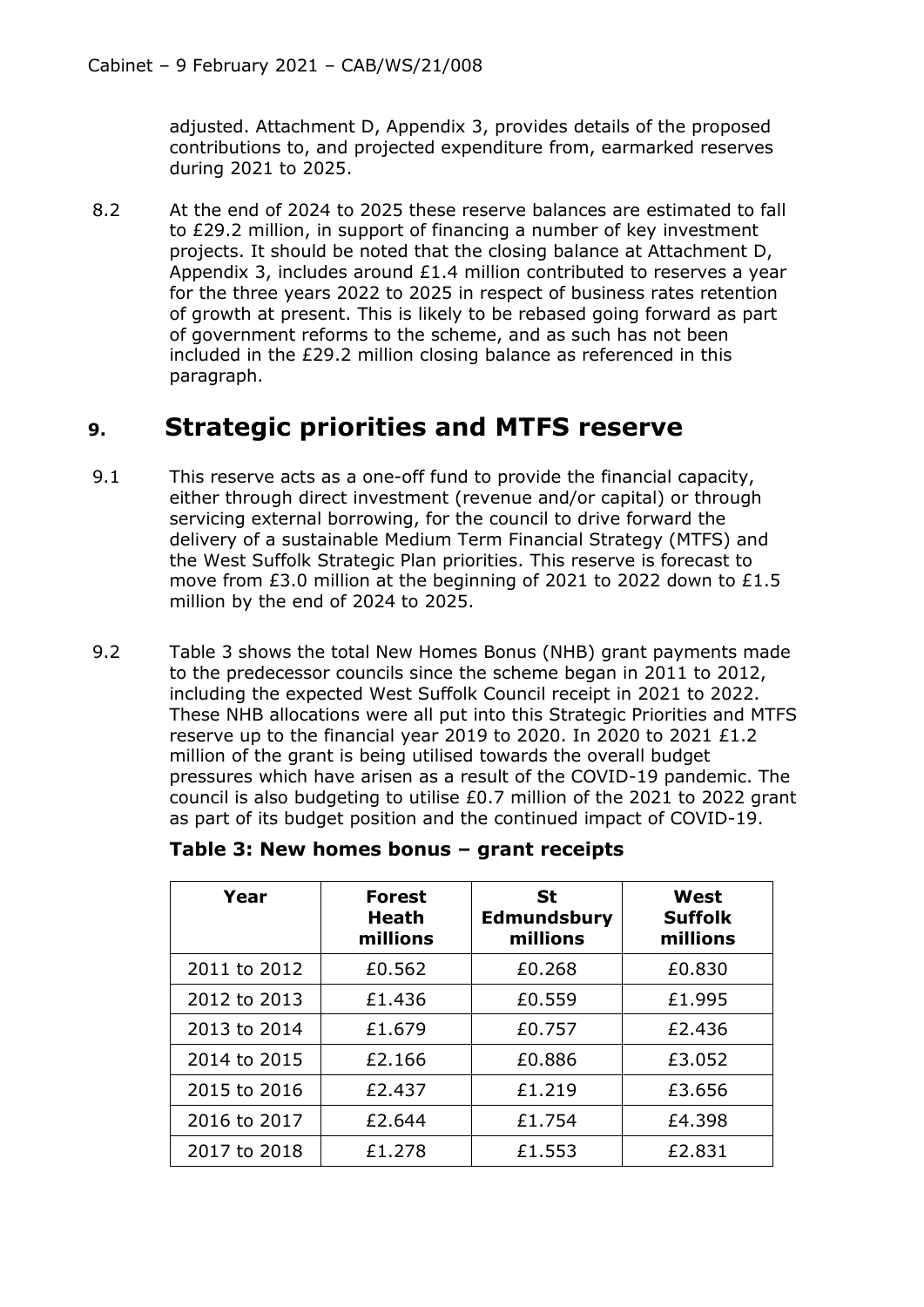adjusted. Attachment D, Appendix 3, provides details of the proposed contributions to, and projected expenditure from, earmarked reserves during 2021 to 2025.

8.2 At the end of 2024 to 2025 these reserve balances are estimated to fall to £29.2 million, in support of financing a number of key investment projects. It should be noted that the closing balance at Attachment D, Appendix 3, includes around £1.4 million contributed to reserves a year for the three years 2022 to 2025 in respect of business rates retention of growth at present. This is likely to be rebased going forward as part of government reforms to the scheme, and as such has not been included in the £29.2 million closing balance as referenced in this paragraph.

## 9. Strategic priorities and MTFS reserve

9.1 This reserve acts as a one-off fund to provide the financial capacity, either through direct investment (revenue and/or capital) or through servicing external borrowing, for the council to drive forward the delivery of a sustainable Medium Term Financial Strategy (MTFS) and the West Suffolk Strategic Plan priorities. This reserve is forecast to move from £3.0 million at the beginning of 2021 to 2022 down to £1.5 million by the end of 2024 to 2025.

9.2 Table 3 shows the total New Homes Bonus (NHB) grant payments made to the predecessor councils since the scheme began in 2011 to 2012, including the expected West Suffolk Council receipt in 2021 to 2022. These NHB allocations were all put into this Strategic Priorities and MTFS reserve up to the financial year 2019 to 2020. In 2020 to 2021 £1.2 million of the grant is being utilised towards the overall budget pressures which have arisen as a result of the COVID-19 pandemic. The council is also budgeting to utilise £0.7 million of the 2021 to 2022 grant as part of its budget position and the continued impact of COVID-19.

**Table 3: New homes bonus – grant receipts**

| Year | Forest Heath millions | St Edmundsbury millions | West Suffolk millions |
|---|---|---|---|
| 2011 to 2012 | £0.562 | £0.268 | £0.830 |
| 2012 to 2013 | £1.436 | £0.559 | £1.995 |
| 2013 to 2014 | £1.679 | £0.757 | £2.436 |
| 2014 to 2015 | £2.166 | £0.886 | £3.052 |
| 2015 to 2016 | £2.437 | £1.219 | £3.656 |
| 2016 to 2017 | £2.644 | £1.754 | £4.398 |
| 2017 to 2018 | £1.278 | £1.553 | £2.831 |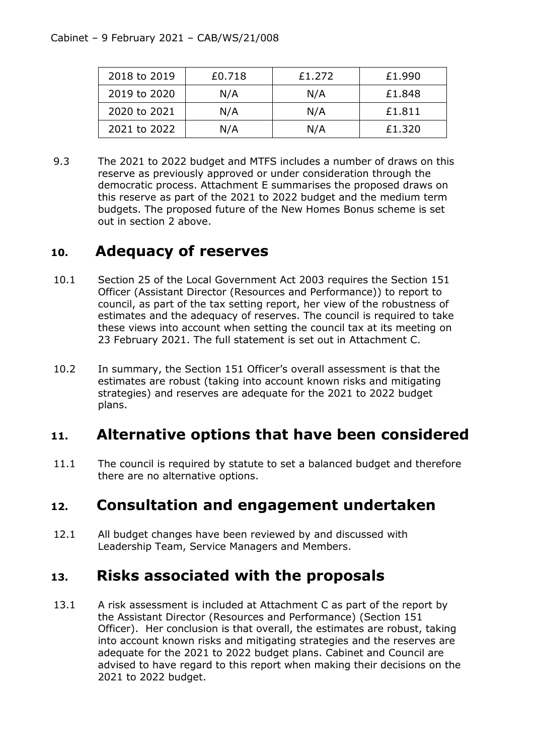| 2018 to 2019 | £0.718 | £1.272 | £1.990 |
|---|---|---|---|
| 2019 to 2020 | N/A | N/A | £1.848 |
| 2020 to 2021 | N/A | N/A | £1.811 |
| 2021 to 2022 | N/A | N/A | £1.320 |

9.3 The 2021 to 2022 budget and MTFS includes a number of draws on this reserve as previously approved or under consideration through the democratic process. Attachment E summarises the proposed draws on this reserve as part of the 2021 to 2022 budget and the medium term budgets. The proposed future of the New Homes Bonus scheme is set out in section 2 above.

## 10. Adequacy of reserves

10.1 Section 25 of the Local Government Act 2003 requires the Section 151 Officer (Assistant Director (Resources and Performance)) to report to council, as part of the tax setting report, her view of the robustness of estimates and the adequacy of reserves. The council is required to take these views into account when setting the council tax at its meeting on 23 February 2021. The full statement is set out in Attachment C.

10.2 In summary, the Section 151 Officer's overall assessment is that the estimates are robust (taking into account known risks and mitigating strategies) and reserves are adequate for the 2021 to 2022 budget plans.

## 11. Alternative options that have been considered

11.1 The council is required by statute to set a balanced budget and therefore there are no alternative options.

## 12. Consultation and engagement undertaken

12.1 All budget changes have been reviewed by and discussed with Leadership Team, Service Managers and Members.

## 13. Risks associated with the proposals

13.1 A risk assessment is included at Attachment C as part of the report by the Assistant Director (Resources and Performance) (Section 151 Officer). Her conclusion is that overall, the estimates are robust, taking into account known risks and mitigating strategies and the reserves are adequate for the 2021 to 2022 budget plans. Cabinet and Council are advised to have regard to this report when making their decisions on the 2021 to 2022 budget.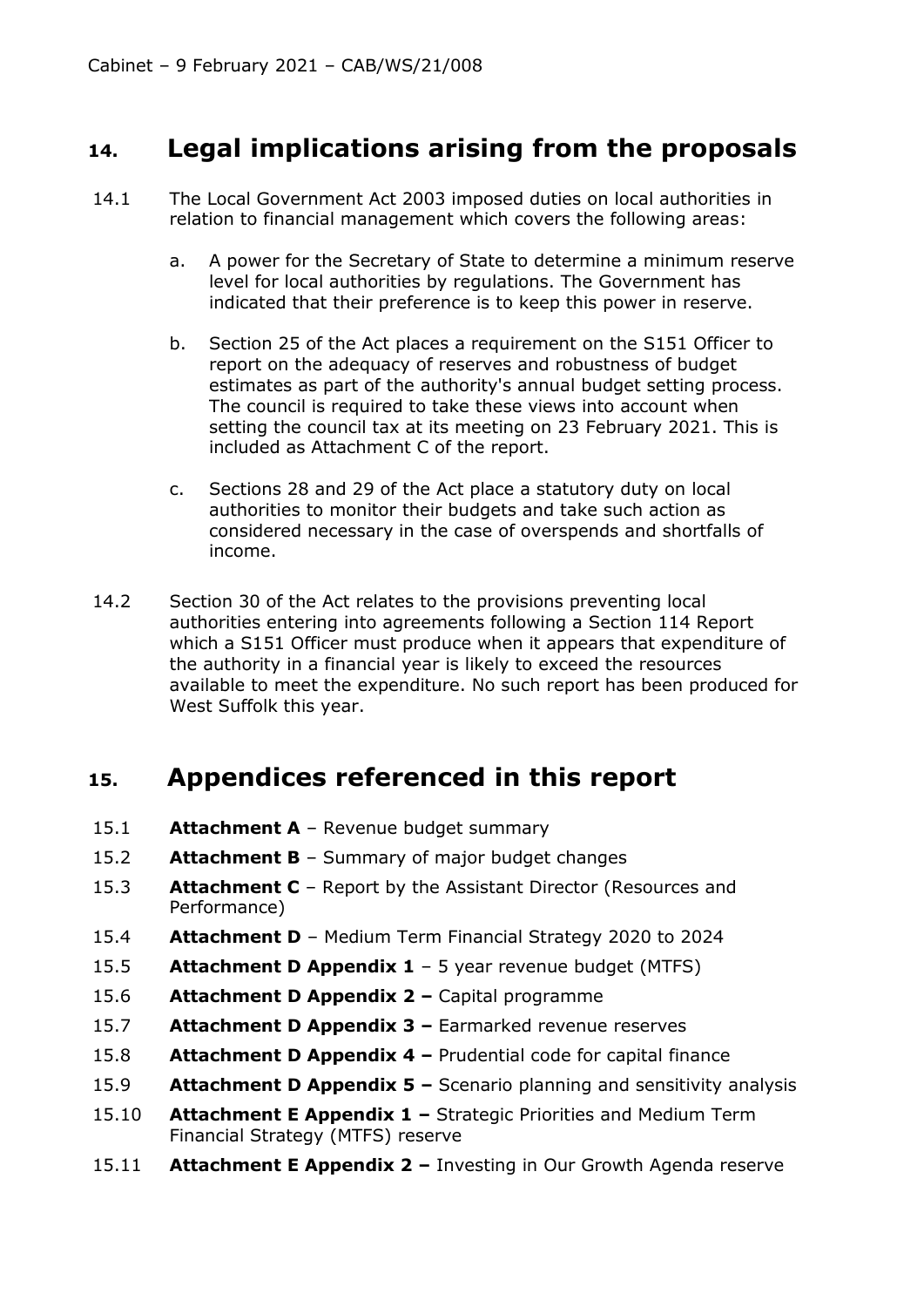## 14. Legal implications arising from the proposals

14.1 The Local Government Act 2003 imposed duties on local authorities in relation to financial management which covers the following areas:

a. A power for the Secretary of State to determine a minimum reserve level for local authorities by regulations. The Government has indicated that their preference is to keep this power in reserve.

b. Section 25 of the Act places a requirement on the S151 Officer to report on the adequacy of reserves and robustness of budget estimates as part of the authority's annual budget setting process. The council is required to take these views into account when setting the council tax at its meeting on 23 February 2021. This is included as Attachment C of the report.

c. Sections 28 and 29 of the Act place a statutory duty on local authorities to monitor their budgets and take such action as considered necessary in the case of overspends and shortfalls of income.

14.2 Section 30 of the Act relates to the provisions preventing local authorities entering into agreements following a Section 114 Report which a S151 Officer must produce when it appears that expenditure of the authority in a financial year is likely to exceed the resources available to meet the expenditure. No such report has been produced for West Suffolk this year.

## 15. Appendices referenced in this report

15.1 **Attachment A** – Revenue budget summary

15.2 **Attachment B** – Summary of major budget changes

15.3 **Attachment C** – Report by the Assistant Director (Resources and Performance)

15.4 **Attachment D** – Medium Term Financial Strategy 2020 to 2024

15.5 **Attachment D Appendix 1** – 5 year revenue budget (MTFS)

15.6 **Attachment D Appendix 2 –** Capital programme

15.7 **Attachment D Appendix 3 –** Earmarked revenue reserves

15.8 **Attachment D Appendix 4 –** Prudential code for capital finance

15.9 **Attachment D Appendix 5 –** Scenario planning and sensitivity analysis

15.10 **Attachment E Appendix 1 –** Strategic Priorities and Medium Term Financial Strategy (MTFS) reserve

15.11 **Attachment E Appendix 2 –** Investing in Our Growth Agenda reserve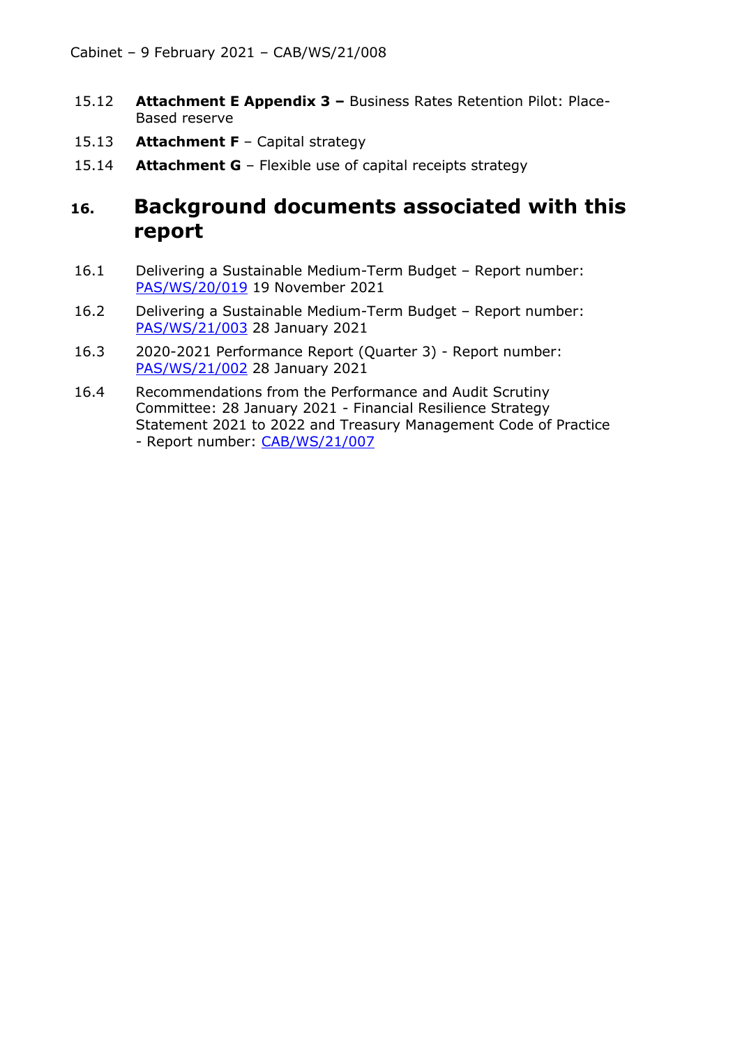15.12 **Attachment E Appendix 3 –** Business Rates Retention Pilot: Place-Based reserve

15.13 **Attachment F** – Capital strategy

15.14 **Attachment G** – Flexible use of capital receipts strategy

## 16. Background documents associated with this report

16.1 Delivering a Sustainable Medium-Term Budget – Report number: PAS/WS/20/019 19 November 2021

16.2 Delivering a Sustainable Medium-Term Budget – Report number: PAS/WS/21/003 28 January 2021

16.3 2020-2021 Performance Report (Quarter 3) - Report number: PAS/WS/21/002 28 January 2021

16.4 Recommendations from the Performance and Audit Scrutiny Committee: 28 January 2021 - Financial Resilience Strategy Statement 2021 to 2022 and Treasury Management Code of Practice - Report number: CAB/WS/21/007